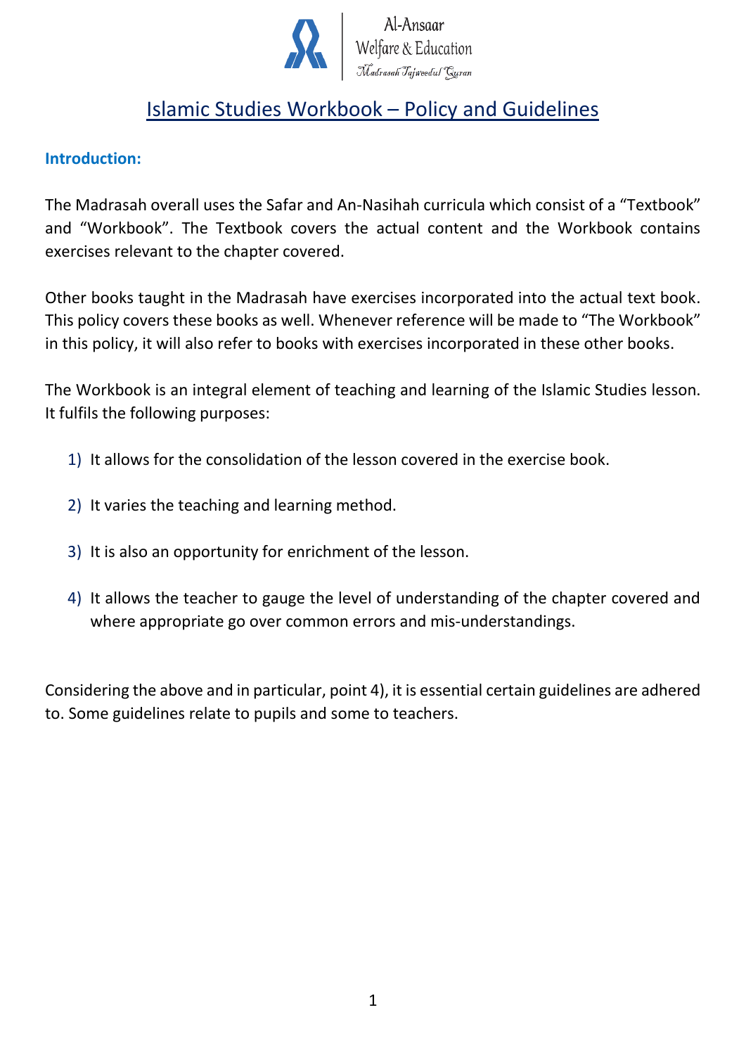Al-Ansaar
Welfare & Education
*Madrasah Tajweedul Quran*

# Islamic Studies Workbook – Policy and Guidelines

## Introduction:

The Madrasah overall uses the Safar and An-Nasihah curricula which consist of a "Textbook" and "Workbook". The Textbook covers the actual content and the Workbook contains exercises relevant to the chapter covered.

Other books taught in the Madrasah have exercises incorporated into the actual text book. This policy covers these books as well. Whenever reference will be made to "The Workbook" in this policy, it will also refer to books with exercises incorporated in these other books.

The Workbook is an integral element of teaching and learning of the Islamic Studies lesson. It fulfils the following purposes:

1) It allows for the consolidation of the lesson covered in the exercise book.
2) It varies the teaching and learning method.
3) It is also an opportunity for enrichment of the lesson.
4) It allows the teacher to gauge the level of understanding of the chapter covered and where appropriate go over common errors and mis-understandings.

Considering the above and in particular, point 4), it is essential certain guidelines are adhered to. Some guidelines relate to pupils and some to teachers.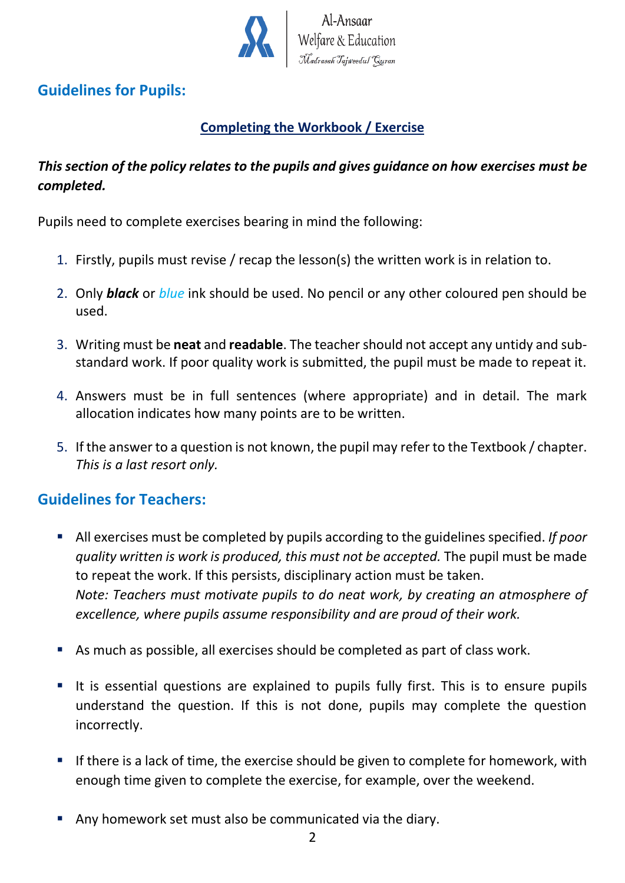## Guidelines for Pupils:

### <u>Completing the Workbook / Exercise</u>

***This section of the policy relates to the pupils and gives guidance on how exercises must be completed.***

Pupils need to complete exercises bearing in mind the following:

1. Firstly, pupils must revise / recap the lesson(s) the written work is in relation to.
2. Only ***black*** or *blue* ink should be used. No pencil or any other coloured pen should be used.
3. Writing must be **neat** and **readable**. The teacher should not accept any untidy and sub-standard work. If poor quality work is submitted, the pupil must be made to repeat it.
4. Answers must be in full sentences (where appropriate) and in detail. The mark allocation indicates how many points are to be written.
5. If the answer to a question is not known, the pupil may refer to the Textbook / chapter. *This is a last resort only.*

## Guidelines for Teachers:

- All exercises must be completed by pupils according to the guidelines specified. *If poor quality written is work is produced, this must not be accepted.* The pupil must be made to repeat the work. If this persists, disciplinary action must be taken.
  *Note: Teachers must motivate pupils to do neat work, by creating an atmosphere of excellence, where pupils assume responsibility and are proud of their work.*
- As much as possible, all exercises should be completed as part of class work.
- It is essential questions are explained to pupils fully first. This is to ensure pupils understand the question. If this is not done, pupils may complete the question incorrectly.
- If there is a lack of time, the exercise should be given to complete for homework, with enough time given to complete the exercise, for example, over the weekend.
- Any homework set must also be communicated via the diary.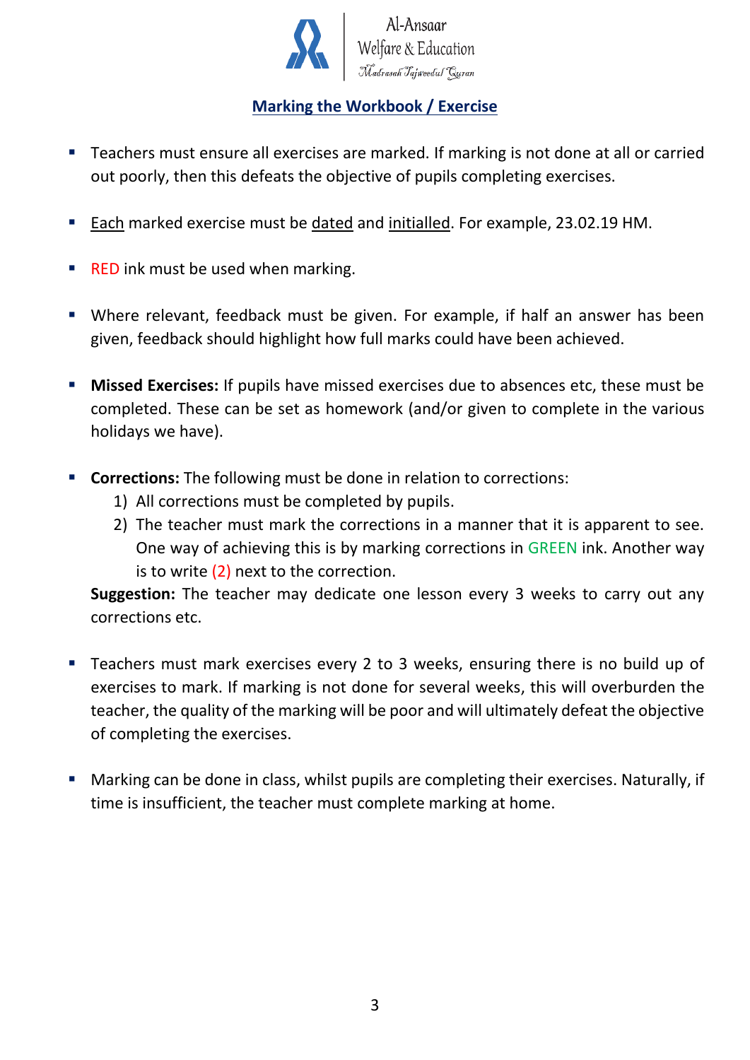Al-Ansaar Welfare & Education

*Madrasah Tajweedul Quran*

## Marking the Workbook / Exercise

- Teachers must ensure all exercises are marked. If marking is not done at all or carried out poorly, then this defeats the objective of pupils completing exercises.

- Each marked exercise must be dated and initialled. For example, 23.02.19 HM.

- RED ink must be used when marking.

- Where relevant, feedback must be given. For example, if half an answer has been given, feedback should highlight how full marks could have been achieved.

- **Missed Exercises:** If pupils have missed exercises due to absences etc, these must be completed. These can be set as homework (and/or given to complete in the various holidays we have).

- **Corrections:** The following must be done in relation to corrections:
  1) All corrections must be completed by pupils.
  2) The teacher must mark the corrections in a manner that it is apparent to see. One way of achieving this is by marking corrections in GREEN ink. Another way is to write (2) next to the correction.

  **Suggestion:** The teacher may dedicate one lesson every 3 weeks to carry out any corrections etc.

- Teachers must mark exercises every 2 to 3 weeks, ensuring there is no build up of exercises to mark. If marking is not done for several weeks, this will overburden the teacher, the quality of the marking will be poor and will ultimately defeat the objective of completing the exercises.

- Marking can be done in class, whilst pupils are completing their exercises. Naturally, if time is insufficient, the teacher must complete marking at home.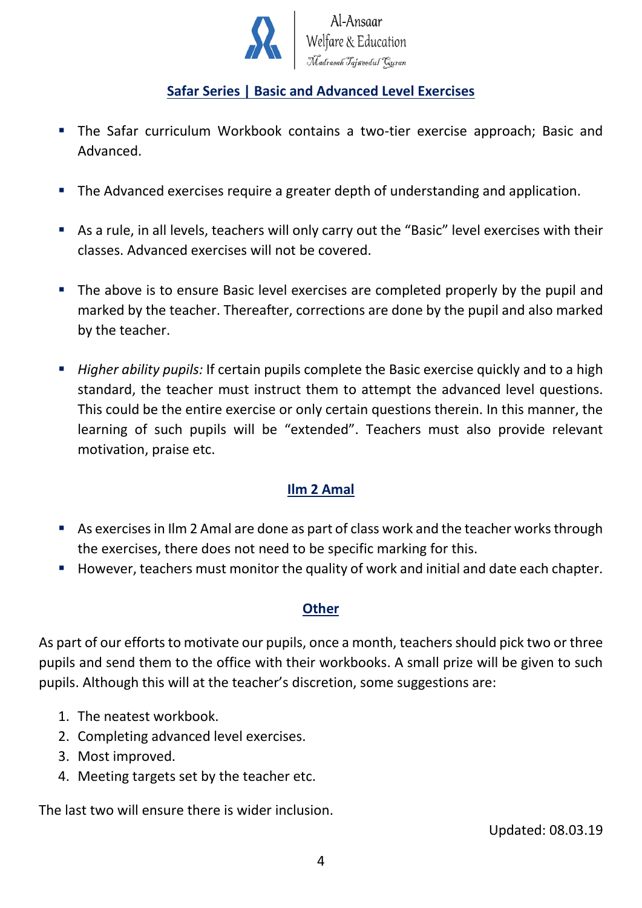## Safar Series | Basic and Advanced Level Exercises

- The Safar curriculum Workbook contains a two-tier exercise approach; Basic and Advanced.
- The Advanced exercises require a greater depth of understanding and application.
- As a rule, in all levels, teachers will only carry out the "Basic" level exercises with their classes. Advanced exercises will not be covered.
- The above is to ensure Basic level exercises are completed properly by the pupil and marked by the teacher. Thereafter, corrections are done by the pupil and also marked by the teacher.
- *Higher ability pupils:* If certain pupils complete the Basic exercise quickly and to a high standard, the teacher must instruct them to attempt the advanced level questions. This could be the entire exercise or only certain questions therein. In this manner, the learning of such pupils will be "extended". Teachers must also provide relevant motivation, praise etc.

## Ilm 2 Amal

- As exercises in Ilm 2 Amal are done as part of class work and the teacher works through the exercises, there does not need to be specific marking for this.
- However, teachers must monitor the quality of work and initial and date each chapter.

## Other

As part of our efforts to motivate our pupils, once a month, teachers should pick two or three pupils and send them to the office with their workbooks. A small prize will be given to such pupils. Although this will at the teacher's discretion, some suggestions are:

1. The neatest workbook.
2. Completing advanced level exercises.
3. Most improved.
4. Meeting targets set by the teacher etc.

The last two will ensure there is wider inclusion.

Updated: 08.03.19